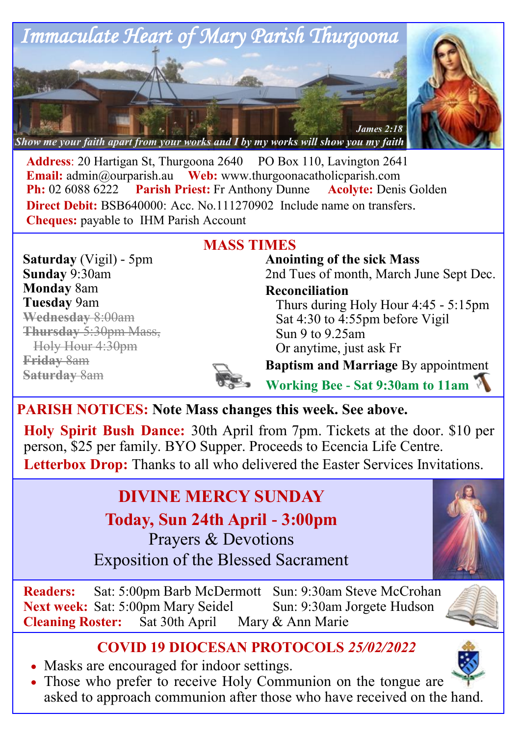# Immaculate Heart of Mary Parish Thurgoona

*Show me your faith apart from your works and I by my works will show you my faith* — *James 2:18*

**Address**: 20 Hartigan St, Thurgoona 2640 PO Box 110, Lavington 2641
**Email:** admin@ourparish.au **Web:** www.thurgoonacatholicparish.com
**Ph:** 02 6088 6222 **Parish Priest:** Fr Anthony Dunne **Acolyte:** Denis Golden
**Direct Debit:** BSB640000: Acc. No.111270902 Include name on transfers.
**Cheques:** payable to IHM Parish Account

## MASS TIMES

**Saturday** (Vigil) - 5pm
**Sunday** 9:30am
**Monday** 8am
**Tuesday** 9am
~~**Wednesday** 8:00am~~
~~**Thursday** 5:30pm Mass,~~
~~Holy Hour 4:30pm~~
~~**Friday** 8am~~
~~**Saturday** 8am~~

**Anointing of the sick Mass**
2nd Tues of month, March June Sept Dec.

**Reconciliation**
- Thurs during Holy Hour 4:45 - 5:15pm
- Sat 4:30 to 4:55pm before Vigil
- Sun 9 to 9.25am
- Or anytime, just ask Fr

**Baptism and Marriage** By appointment

**Working Bee - Sat 9:30am to 11am**

## PARISH NOTICES: Note Mass changes this week. See above.

**Holy Spirit Bush Dance:** 30th April from 7pm. Tickets at the door. $10 per person, $25 per family. BYO Supper. Proceeds to Ecencia Life Centre.

**Letterbox Drop:** Thanks to all who delivered the Easter Services Invitations.

## DIVINE MERCY SUNDAY

**Today, Sun 24th April - 3:00pm**

Prayers & Devotions

Exposition of the Blessed Sacrament

**Readers:** Sat: 5:00pm Barb McDermott Sun: 9:30am Steve McCrohan
**Next week:** Sat: 5:00pm Mary Seidel Sun: 9:30am Jorgete Hudson
**Cleaning Roster:** Sat 30th April Mary & Ann Marie

## COVID 19 DIOCESAN PROTOCOLS *25/02/2022*

- Masks are encouraged for indoor settings.
- Those who prefer to receive Holy Communion on the tongue are asked to approach communion after those who have received on the hand.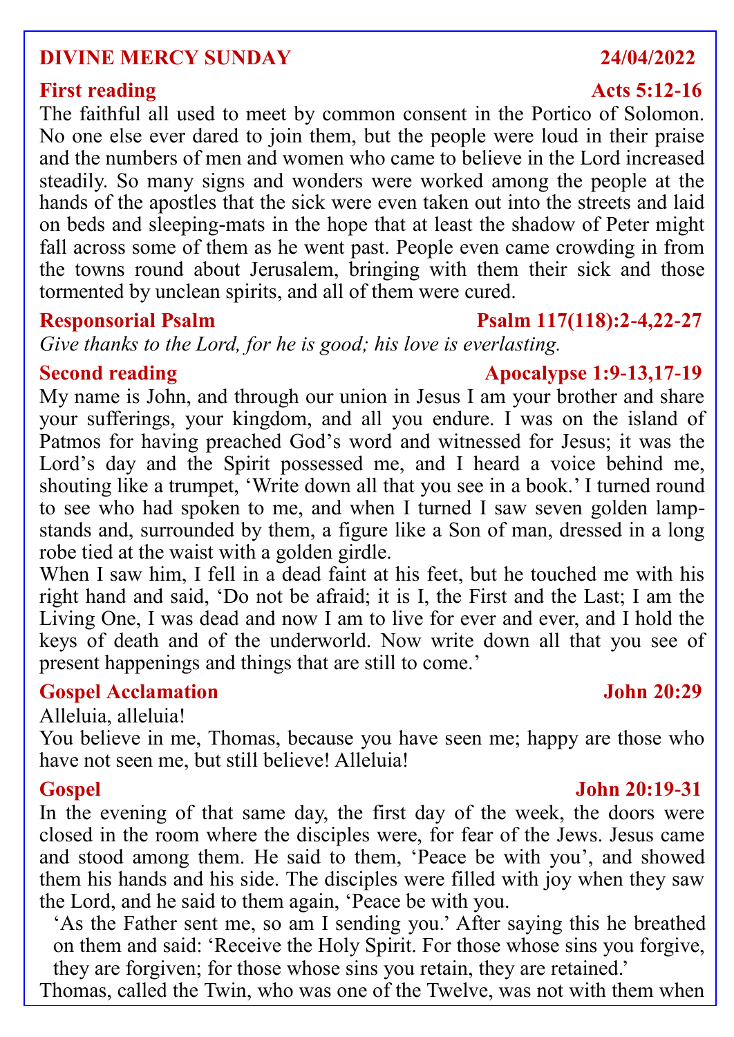## DIVINE MERCY SUNDAY — 24/04/2022

### First reading — Acts 5:12-16

The faithful all used to meet by common consent in the Portico of Solomon. No one else ever dared to join them, but the people were loud in their praise and the numbers of men and women who came to believe in the Lord increased steadily. So many signs and wonders were worked among the people at the hands of the apostles that the sick were even taken out into the streets and laid on beds and sleeping-mats in the hope that at least the shadow of Peter might fall across some of them as he went past. People even came crowding in from the towns round about Jerusalem, bringing with them their sick and those tormented by unclean spirits, and all of them were cured.

### Responsorial Psalm — Psalm 117(118):2-4,22-27

*Give thanks to the Lord, for he is good; his love is everlasting.*

### Second reading — Apocalypse 1:9-13,17-19

My name is John, and through our union in Jesus I am your brother and share your sufferings, your kingdom, and all you endure. I was on the island of Patmos for having preached God's word and witnessed for Jesus; it was the Lord's day and the Spirit possessed me, and I heard a voice behind me, shouting like a trumpet, 'Write down all that you see in a book.' I turned round to see who had spoken to me, and when I turned I saw seven golden lamp-stands and, surrounded by them, a figure like a Son of man, dressed in a long robe tied at the waist with a golden girdle.

When I saw him, I fell in a dead faint at his feet, but he touched me with his right hand and said, 'Do not be afraid; it is I, the First and the Last; I am the Living One, I was dead and now I am to live for ever and ever, and I hold the keys of death and of the underworld. Now write down all that you see of present happenings and things that are still to come.'

### Gospel Acclamation — John 20:29

Alleluia, alleluia!
You believe in me, Thomas, because you have seen me; happy are those who have not seen me, but still believe! Alleluia!

### Gospel — John 20:19-31

In the evening of that same day, the first day of the week, the doors were closed in the room where the disciples were, for fear of the Jews. Jesus came and stood among them. He said to them, 'Peace be with you', and showed them his hands and his side. The disciples were filled with joy when they saw the Lord, and he said to them again, 'Peace be with you.

'As the Father sent me, so am I sending you.' After saying this he breathed on them and said: 'Receive the Holy Spirit. For those whose sins you forgive, they are forgiven; for those whose sins you retain, they are retained.'

Thomas, called the Twin, who was one of the Twelve, was not with them when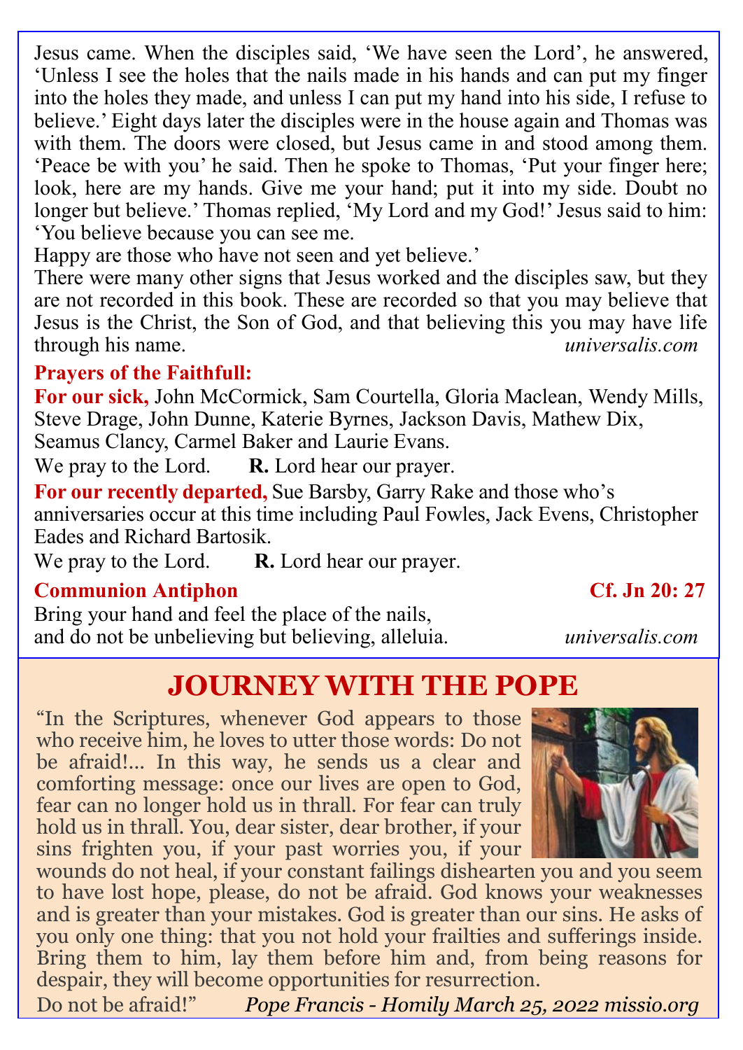Jesus came. When the disciples said, 'We have seen the Lord', he answered, 'Unless I see the holes that the nails made in his hands and can put my finger into the holes they made, and unless I can put my hand into his side, I refuse to believe.' Eight days later the disciples were in the house again and Thomas was with them. The doors were closed, but Jesus came in and stood among them. 'Peace be with you' he said. Then he spoke to Thomas, 'Put your finger here; look, here are my hands. Give me your hand; put it into my side. Doubt no longer but believe.' Thomas replied, 'My Lord and my God!' Jesus said to him: 'You believe because you can see me.
Happy are those who have not seen and yet believe.'
There were many other signs that Jesus worked and the disciples saw, but they are not recorded in this book. These are recorded so that you may believe that Jesus is the Christ, the Son of God, and that believing this you may have life through his name. *universalis.com*

**Prayers of the Faithfull:**

**For our sick,** John McCormick, Sam Courtella, Gloria Maclean, Wendy Mills, Steve Drage, John Dunne, Katerie Byrnes, Jackson Davis, Mathew Dix, Seamus Clancy, Carmel Baker and Laurie Evans.
We pray to the Lord. **R.** Lord hear our prayer.

**For our recently departed,** Sue Barsby, Garry Rake and those who's anniversaries occur at this time including Paul Fowles, Jack Evens, Christopher Eades and Richard Bartosik.
We pray to the Lord. **R.** Lord hear our prayer.

**Communion Antiphon** **Cf. Jn 20: 27**
Bring your hand and feel the place of the nails,
and do not be unbelieving but believing, alleluia. *universalis.com*

## JOURNEY WITH THE POPE

"In the Scriptures, whenever God appears to those who receive him, he loves to utter those words: Do not be afraid!... In this way, he sends us a clear and comforting message: once our lives are open to God, fear can no longer hold us in thrall. For fear can truly hold us in thrall. You, dear sister, dear brother, if your sins frighten you, if your past worries you, if your wounds do not heal, if your constant failings dishearten you and you seem to have lost hope, please, do not be afraid. God knows your weaknesses and is greater than your mistakes. God is greater than our sins. He asks of you only one thing: that you not hold your frailties and sufferings inside. Bring them to him, lay them before him and, from being reasons for despair, they will become opportunities for resurrection.
Do not be afraid!" *Pope Francis - Homily March 25, 2022 missio.org*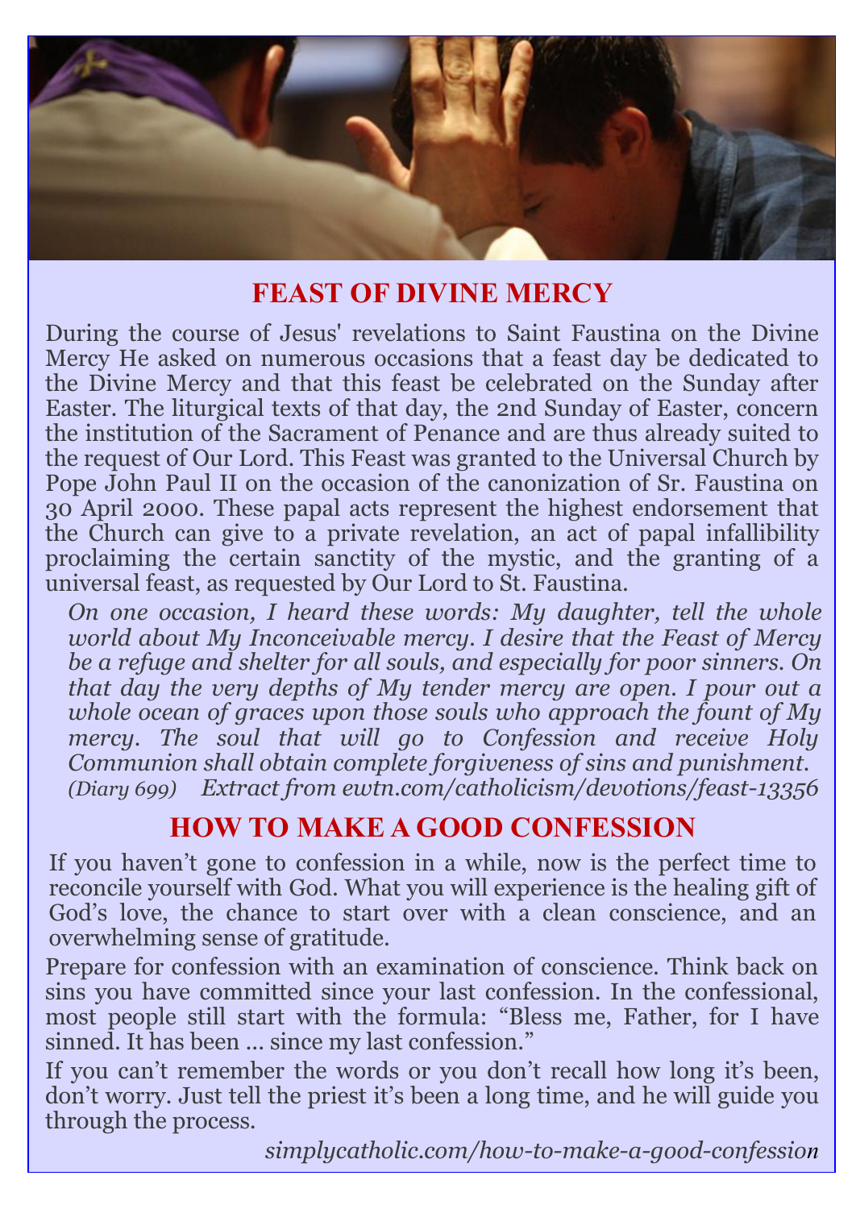## FEAST OF DIVINE MERCY

During the course of Jesus' revelations to Saint Faustina on the Divine Mercy He asked on numerous occasions that a feast day be dedicated to the Divine Mercy and that this feast be celebrated on the Sunday after Easter. The liturgical texts of that day, the 2nd Sunday of Easter, concern the institution of the Sacrament of Penance and are thus already suited to the request of Our Lord. This Feast was granted to the Universal Church by Pope John Paul II on the occasion of the canonization of Sr. Faustina on 30 April 2000. These papal acts represent the highest endorsement that the Church can give to a private revelation, an act of papal infallibility proclaiming the certain sanctity of the mystic, and the granting of a universal feast, as requested by Our Lord to St. Faustina.

*On one occasion, I heard these words: My daughter, tell the whole world about My Inconceivable mercy. I desire that the Feast of Mercy be a refuge and shelter for all souls, and especially for poor sinners. On that day the very depths of My tender mercy are open. I pour out a whole ocean of graces upon those souls who approach the fount of My mercy. The soul that will go to Confession and receive Holy Communion shall obtain complete forgiveness of sins and punishment.*
*(Diary 699)* *Extract from ewtn.com/catholicism/devotions/feast-13356*

## HOW TO MAKE A GOOD CONFESSION

If you haven't gone to confession in a while, now is the perfect time to reconcile yourself with God. What you will experience is the healing gift of God's love, the chance to start over with a clean conscience, and an overwhelming sense of gratitude.

Prepare for confession with an examination of conscience. Think back on sins you have committed since your last confession. In the confessional, most people still start with the formula: "Bless me, Father, for I have sinned. It has been ... since my last confession."

If you can't remember the words or you don't recall how long it's been, don't worry. Just tell the priest it's been a long time, and he will guide you through the process.

*simplycatholic.com/how-to-make-a-good-confession*